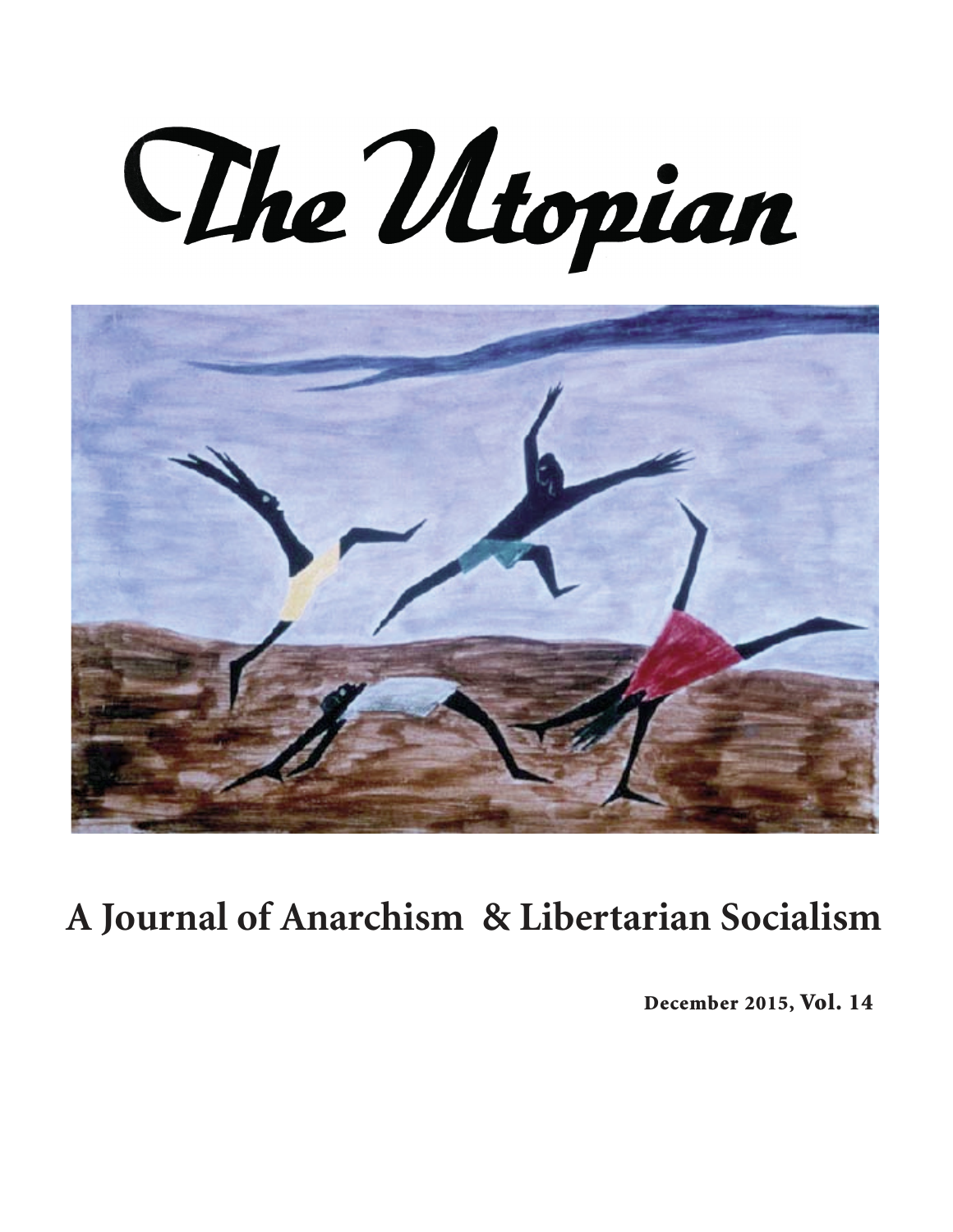# The Utopian

## A Journal of Anarchism & Libertarian Socialism

**December 2015, Vol. 14**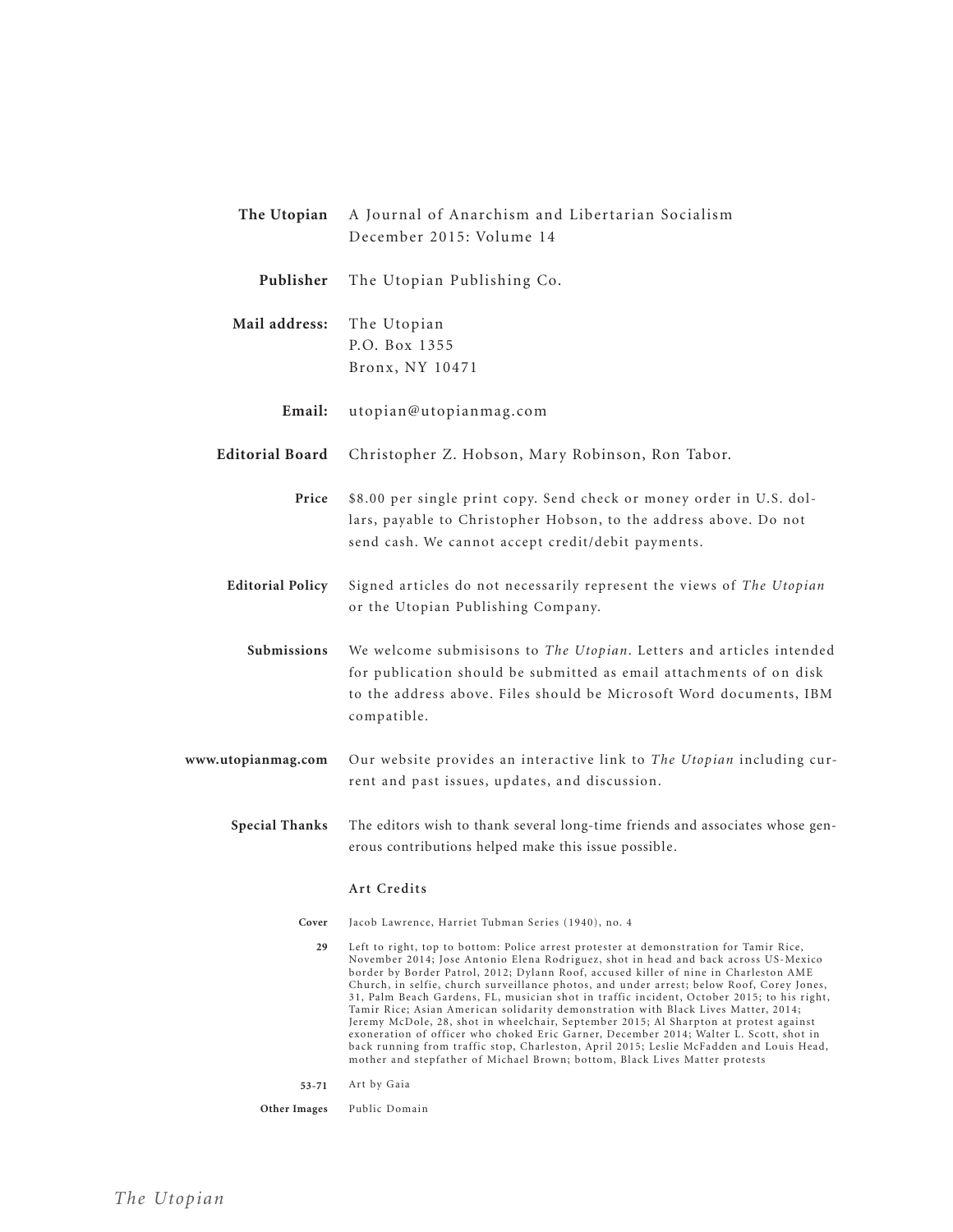**The Utopian** A Journal of Anarchism and Libertarian Socialism
December 2015: Volume 14

**Publisher** The Utopian Publishing Co.

**Mail address:** The Utopian
P.O. Box 1355
Bronx, NY 10471

**Email:** utopian@utopianmag.com

**Editorial Board** Christopher Z. Hobson, Mary Robinson, Ron Tabor.

**Price** $8.00 per single print copy. Send check or money order in U.S. dollars, payable to Christopher Hobson, to the address above. Do not send cash. We cannot accept credit/debit payments.

**Editorial Policy** Signed articles do not necessarily represent the views of *The Utopian* or the Utopian Publishing Company.

**Submissions** We welcome submisisons to *The Utopian*. Letters and articles intended for publication should be submitted as email attachments of on disk to the address above. Files should be Microsoft Word documents, IBM compatible.

**www.utopianmag.com** Our website provides an interactive link to *The Utopian* including current and past issues, updates, and discussion.

**Special Thanks** The editors wish to thank several long-time friends and associates whose generous contributions helped make this issue possible.

**Art Credits**

**Cover** Jacob Lawrence, Harriet Tubman Series (1940), no. 4

**29** Left to right, top to bottom: Police arrest protester at demonstration for Tamir Rice, November 2014; Jose Antonio Elena Rodriguez, shot in head and back across US-Mexico border by Border Patrol, 2012; Dylann Roof, accused killer of nine in Charleston AME Church, in selfie, church surveillance photos, and under arrest; below Roof, Corey Jones, 31, Palm Beach Gardens, FL, musician shot in traffic incident, October 2015; to his right, Tamir Rice; Asian American solidarity demonstration with Black Lives Matter, 2014; Jeremy McDole, 28, shot in wheelchair, September 2015; Al Sharpton at protest against exoneration of officer who choked Eric Garner, December 2014; Walter L. Scott, shot in back running from traffic stop, Charleston, April 2015; Leslie McFadden and Louis Head, mother and stepfather of Michael Brown; bottom, Black Lives Matter protests

**53-71** Art by Gaia

**Other Images** Public Domain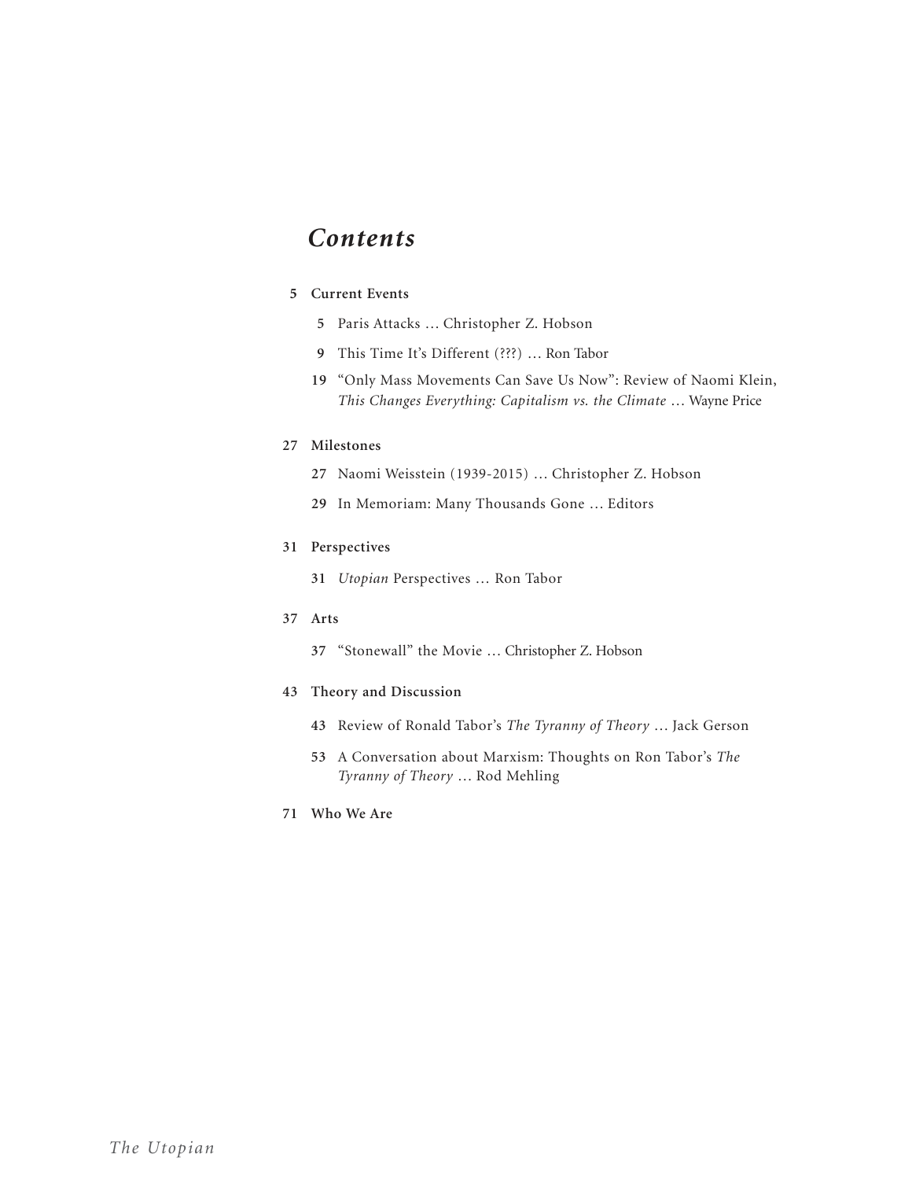# *Contents*

**5 Current Events**

- 5 Paris Attacks … Christopher Z. Hobson
- 9 This Time It's Different (???) … Ron Tabor
- 19 "Only Mass Movements Can Save Us Now": Review of Naomi Klein, *This Changes Everything: Capitalism vs. the Climate* … Wayne Price

**27 Milestones**

- 27 Naomi Weisstein (1939-2015) … Christopher Z. Hobson
- 29 In Memoriam: Many Thousands Gone … Editors

**31 Perspectives**

- 31 *Utopian* Perspectives … Ron Tabor

**37 Arts**

- 37 "Stonewall" the Movie … Christopher Z. Hobson

**43 Theory and Discussion**

- 43 Review of Ronald Tabor's *The Tyranny of Theory* … Jack Gerson
- 53 A Conversation about Marxism: Thoughts on Ron Tabor's *The Tyranny of Theory* … Rod Mehling

**71 Who We Are**